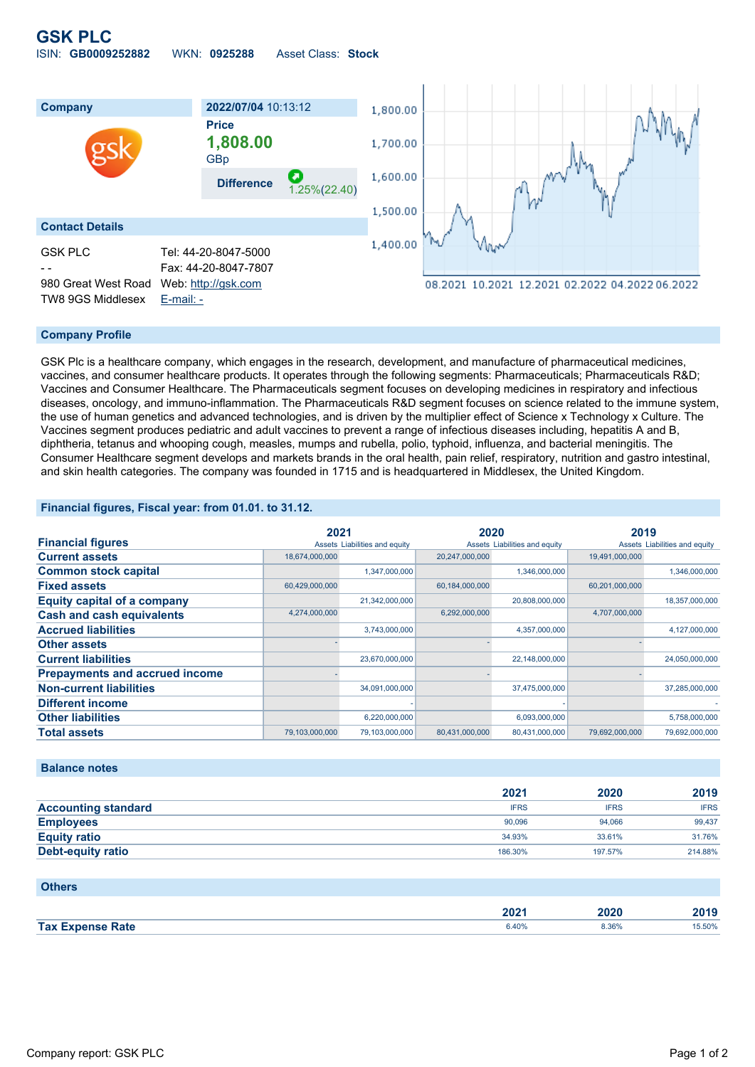# GSK PLC

ISIN: **GB0009252882** WKN: **0925288** Asset Class: **Stock**

| Company | 2022/07/04 10:13:12 |
|---|---|
| | **Price** |
| | **1,808.00** |
| | GBp |
| | **Difference** 1.25%(22.40) |

## Contact Details

| | |
|---|---|
| GSK PLC | Tel: 44-20-8047-5000 |
| - - | Fax: 44-20-8047-7807 |
| 980 Great West Road | Web: http://gsk.com |
| TW8 9GS Middlesex | E-mail: - |

## Company Profile

GSK Plc is a healthcare company, which engages in the research, development, and manufacture of pharmaceutical medicines, vaccines, and consumer healthcare products. It operates through the following segments: Pharmaceuticals; Pharmaceuticals R&D; Vaccines and Consumer Healthcare. The Pharmaceuticals segment focuses on developing medicines in respiratory and infectious diseases, oncology, and immuno-inflammation. The Pharmaceuticals R&D segment focuses on science related to the immune system, the use of human genetics and advanced technologies, and is driven by the multiplier effect of Science x Technology x Culture. The Vaccines segment produces pediatric and adult vaccines to prevent a range of infectious diseases including, hepatitis A and B, diphtheria, tetanus and whooping cough, measles, mumps and rubella, polio, typhoid, influenza, and bacterial meningitis. The Consumer Healthcare segment develops and markets brands in the oral health, pain relief, respiratory, nutrition and gastro intestinal, and skin health categories. The company was founded in 1715 and is headquartered in Middlesex, the United Kingdom.

## Financial figures, Fiscal year: from 01.01. to 31.12.

| Financial figures | 2021 Assets | 2021 Liabilities and equity | 2020 Assets | 2020 Liabilities and equity | 2019 Assets | 2019 Liabilities and equity |
|---|---|---|---|---|---|---|
| **Current assets** | 18,674,000,000 | | 20,247,000,000 | | 19,491,000,000 | |
| **Common stock capital** | | 1,347,000,000 | | 1,346,000,000 | | 1,346,000,000 |
| **Fixed assets** | 60,429,000,000 | | 60,184,000,000 | | 60,201,000,000 | |
| **Equity capital of a company** | | 21,342,000,000 | | 20,808,000,000 | | 18,357,000,000 |
| **Cash and cash equivalents** | 4,274,000,000 | | 6,292,000,000 | | 4,707,000,000 | |
| **Accrued liabilities** | | 3,743,000,000 | | 4,357,000,000 | | 4,127,000,000 |
| **Other assets** | - | | - | | - | |
| **Current liabilities** | | 23,670,000,000 | | 22,148,000,000 | | 24,050,000,000 |
| **Prepayments and accrued income** | - | | - | | - | |
| **Non-current liabilities** | | 34,091,000,000 | | 37,475,000,000 | | 37,285,000,000 |
| **Different income** | | - | | - | | - |
| **Other liabilities** | | 6,220,000,000 | | 6,093,000,000 | | 5,758,000,000 |
| **Total assets** | 79,103,000,000 | 79,103,000,000 | 80,431,000,000 | 80,431,000,000 | 79,692,000,000 | 79,692,000,000 |

## Balance notes

| | 2021 | 2020 | 2019 |
|---|---|---|---|
| **Accounting standard** | IFRS | IFRS | IFRS |
| **Employees** | 90,096 | 94,066 | 99,437 |
| **Equity ratio** | 34.93% | 33.61% | 31.76% |
| **Debt-equity ratio** | 186.30% | 197.57% | 214.88% |

## Others

| | 2021 | 2020 | 2019 |
|---|---|---|---|
| **Tax Expense Rate** | 6.40% | 8.36% | 15.50% |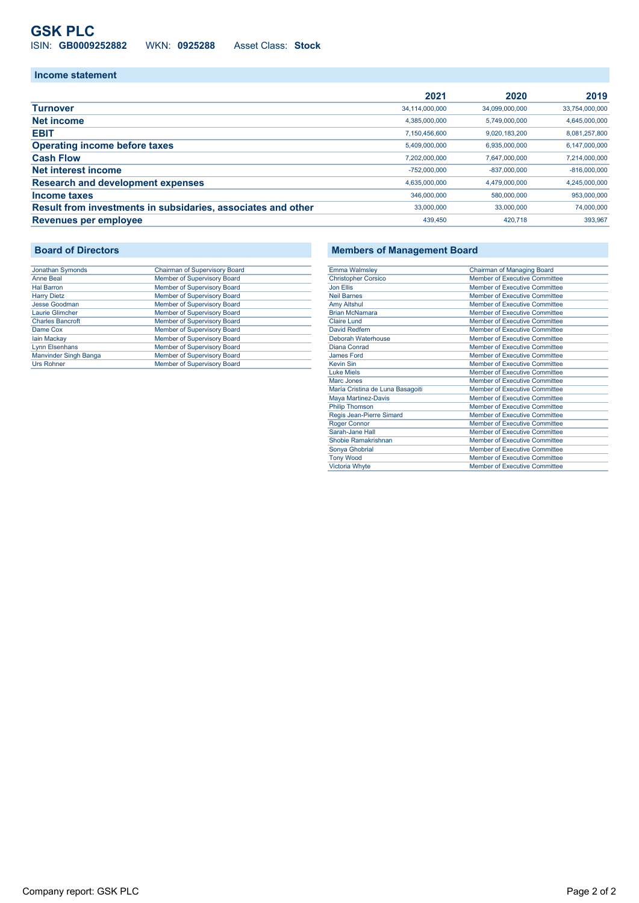# GSK PLC

ISIN: **GB0009252882** WKN: **0925288** Asset Class: **Stock**

## Income statement

| | 2021 | 2020 | 2019 |
|---|---|---|---|
| **Turnover** | 34,114,000,000 | 34,099,000,000 | 33,754,000,000 |
| **Net income** | 4,385,000,000 | 5,749,000,000 | 4,645,000,000 |
| **EBIT** | 7,150,456,600 | 9,020,183,200 | 8,081,257,800 |
| **Operating income before taxes** | 5,409,000,000 | 6,935,000,000 | 6,147,000,000 |
| **Cash Flow** | 7,202,000,000 | 7,647,000,000 | 7,214,000,000 |
| **Net interest income** | -752,000,000 | -837,000,000 | -816,000,000 |
| **Research and development expenses** | 4,635,000,000 | 4,479,000,000 | 4,245,000,000 |
| **Income taxes** | 346,000,000 | 580,000,000 | 953,000,000 |
| **Result from investments in subsidaries, associates and other** | 33,000,000 | 33,000,000 | 74,000,000 |
| **Revenues per employee** | 439,450 | 420,718 | 393,967 |

## Board of Directors

| | |
|---|---|
| Jonathan Symonds | Chairman of Supervisory Board |
| Anne Beal | Member of Supervisory Board |
| Hal Barron | Member of Supervisory Board |
| Harry Dietz | Member of Supervisory Board |
| Jesse Goodman | Member of Supervisory Board |
| Laurie Glimcher | Member of Supervisory Board |
| Charles Bancroft | Member of Supervisory Board |
| Dame Cox | Member of Supervisory Board |
| Iain Mackay | Member of Supervisory Board |
| Lynn Elsenhans | Member of Supervisory Board |
| Manvinder Singh Banga | Member of Supervisory Board |
| Urs Rohner | Member of Supervisory Board |

## Members of Management Board

| | |
|---|---|
| Emma Walmsley | Chairman of Managing Board |
| Christopher Corsico | Member of Executive Committee |
| Jon Ellis | Member of Executive Committee |
| Neil Barnes | Member of Executive Committee |
| Amy Altshul | Member of Executive Committee |
| Brian McNamara | Member of Executive Committee |
| Claire Lund | Member of Executive Committee |
| David Redfern | Member of Executive Committee |
| Deborah Waterhouse | Member of Executive Committee |
| Diana Conrad | Member of Executive Committee |
| James Ford | Member of Executive Committee |
| Kevin Sin | Member of Executive Committee |
| Luke Miels | Member of Executive Committee |
| Marc Jones | Member of Executive Committee |
| María Cristina de Luna Basagoiti | Member of Executive Committee |
| Maya Martinez-Davis | Member of Executive Committee |
| Philip Thomson | Member of Executive Committee |
| Regis Jean-Pierre Simard | Member of Executive Committee |
| Roger Connor | Member of Executive Committee |
| Sarah-Jane Hall | Member of Executive Committee |
| Shobie Ramakrishnan | Member of Executive Committee |
| Sonya Ghobrial | Member of Executive Committee |
| Tony Wood | Member of Executive Committee |
| Victoria Whyte | Member of Executive Committee |